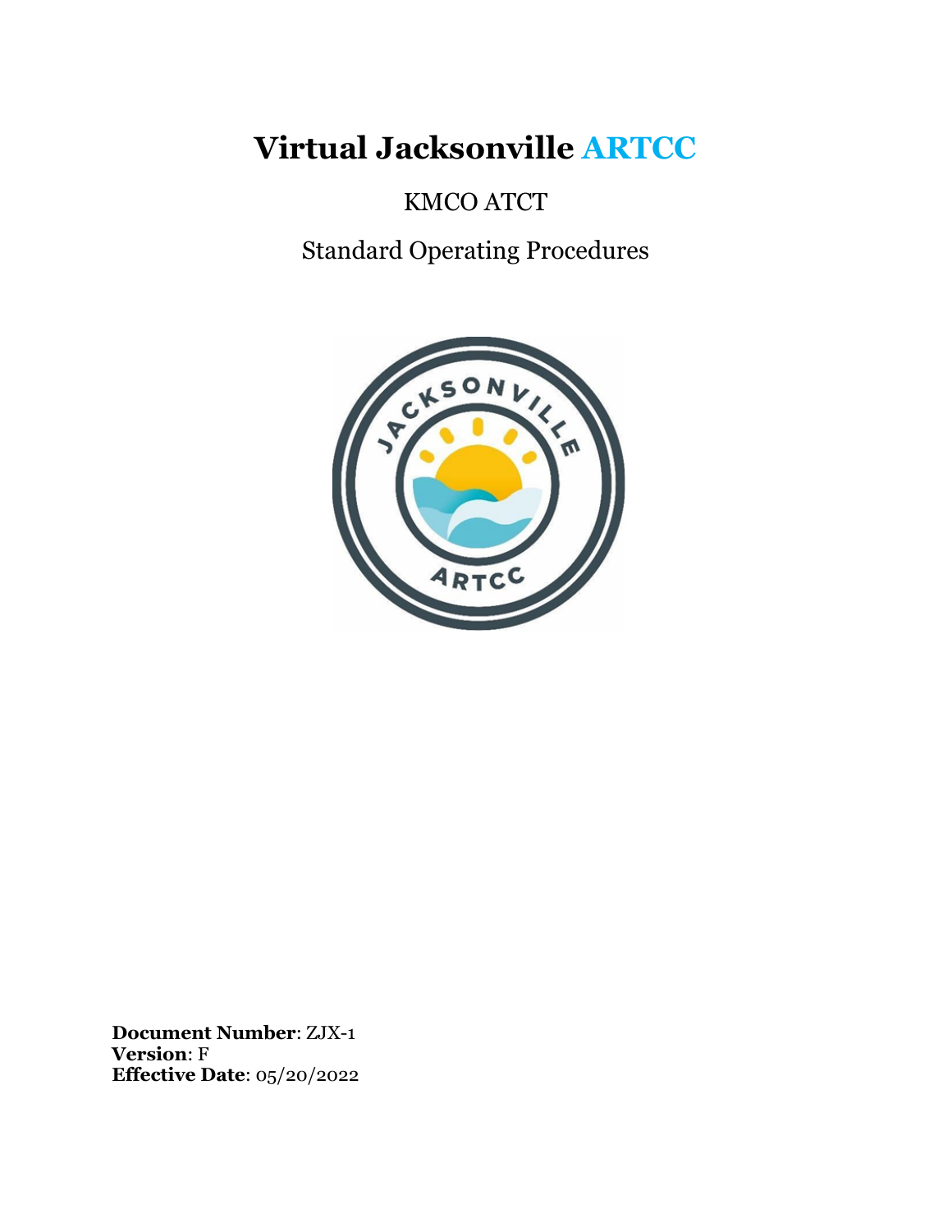# Virtual Jacksonville ARTCC

KMCO ATCT

Standard Operating Procedures

**Document Number**: ZJX-1
**Version**: F
**Effective Date**: 05/20/2022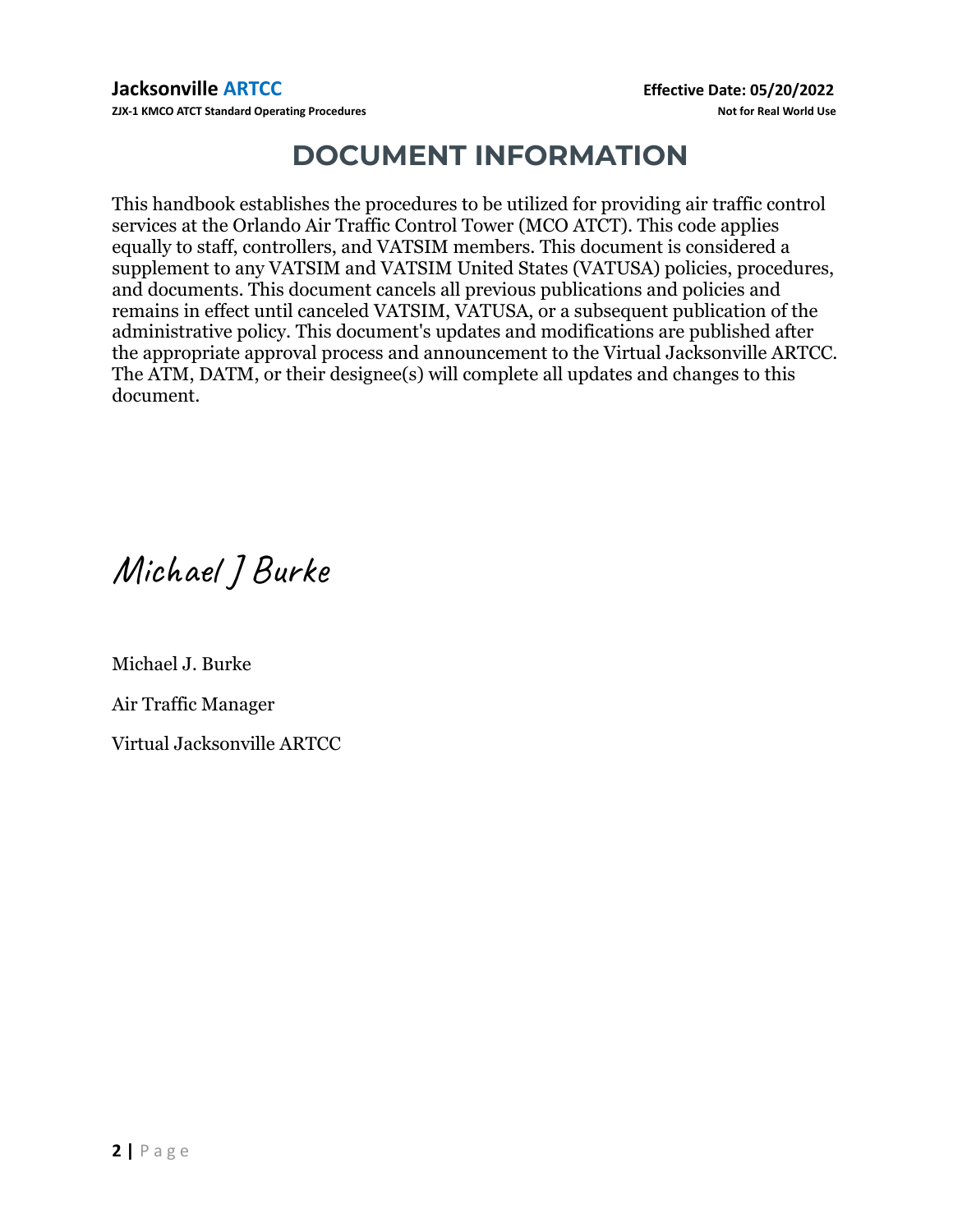# DOCUMENT INFORMATION

This handbook establishes the procedures to be utilized for providing air traffic control services at the Orlando Air Traffic Control Tower (MCO ATCT). This code applies equally to staff, controllers, and VATSIM members. This document is considered a supplement to any VATSIM and VATSIM United States (VATUSA) policies, procedures, and documents. This document cancels all previous publications and policies and remains in effect until canceled VATSIM, VATUSA, or a subsequent publication of the administrative policy. This document's updates and modifications are published after the appropriate approval process and announcement to the Virtual Jacksonville ARTCC. The ATM, DATM, or their designee(s) will complete all updates and changes to this document.

*Michael J Burke*

Michael J. Burke

Air Traffic Manager

Virtual Jacksonville ARTCC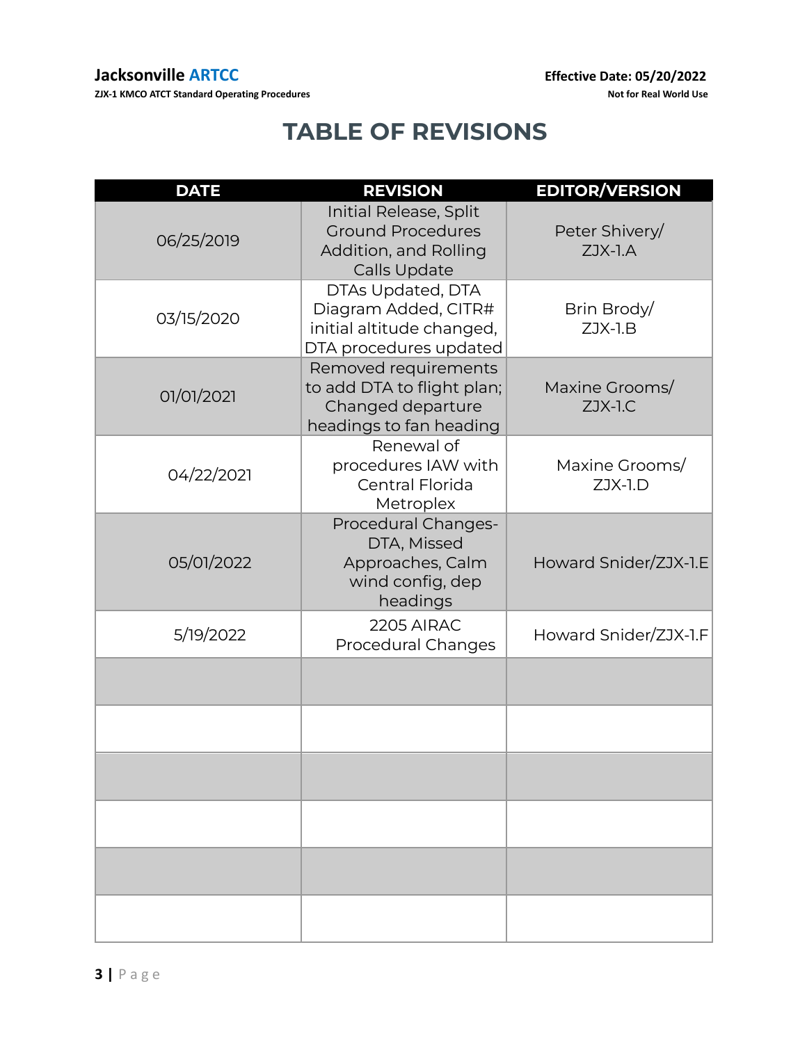# TABLE OF REVISIONS

| DATE | REVISION | EDITOR/VERSION |
|---|---|---|
| 06/25/2019 | Initial Release, Split Ground Procedures Addition, and Rolling Calls Update | Peter Shivery/ ZJX-1.A |
| 03/15/2020 | DTAs Updated, DTA Diagram Added, CITR# initial altitude changed, DTA procedures updated | Brin Brody/ ZJX-1.B |
| 01/01/2021 | Removed requirements to add DTA to flight plan; Changed departure headings to fan heading | Maxine Grooms/ ZJX-1.C |
| 04/22/2021 | Renewal of procedures IAW with Central Florida Metroplex | Maxine Grooms/ ZJX-1.D |
| 05/01/2022 | Procedural Changes- DTA, Missed Approaches, Calm wind config, dep headings | Howard Snider/ZJX-1.E |
| 5/19/2022 | 2205 AIRAC Procedural Changes | Howard Snider/ZJX-1.F |
| | | |
| | | |
| | | |
| | | |
| | | |
| | | |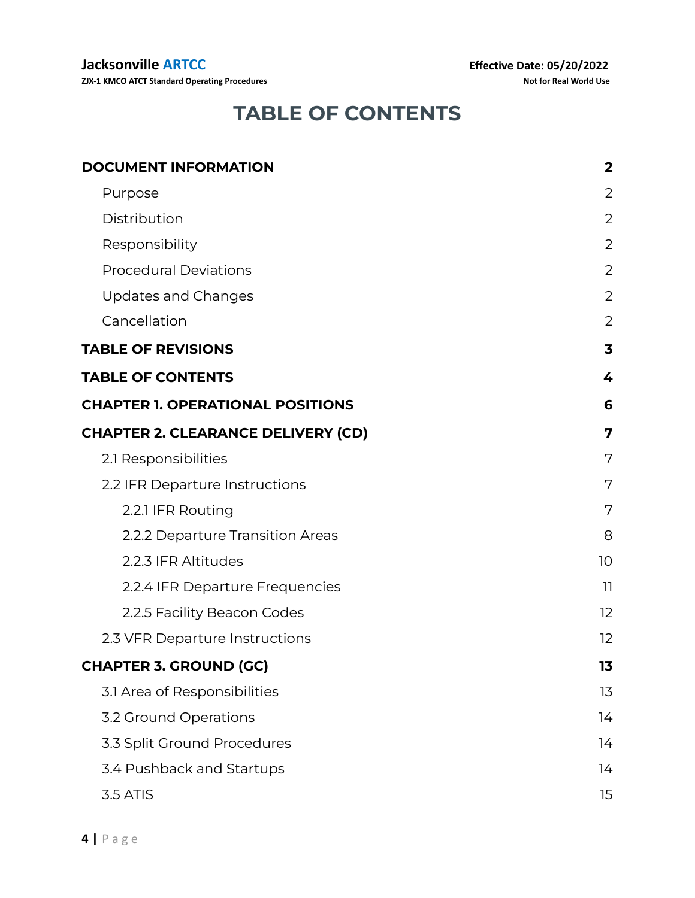# TABLE OF CONTENTS

**DOCUMENT INFORMATION** **2**
- Purpose 2
- Distribution 2
- Responsibility 2
- Procedural Deviations 2
- Updates and Changes 2
- Cancellation 2

**TABLE OF REVISIONS** **3**

**TABLE OF CONTENTS** **4**

**CHAPTER 1. OPERATIONAL POSITIONS** **6**

**CHAPTER 2. CLEARANCE DELIVERY (CD)** **7**
- 2.1 Responsibilities 7
- 2.2 IFR Departure Instructions 7
  - 2.2.1 IFR Routing 7
  - 2.2.2 Departure Transition Areas 8
  - 2.2.3 IFR Altitudes 10
  - 2.2.4 IFR Departure Frequencies 11
  - 2.2.5 Facility Beacon Codes 12
- 2.3 VFR Departure Instructions 12

**CHAPTER 3. GROUND (GC)** **13**
- 3.1 Area of Responsibilities 13
- 3.2 Ground Operations 14
- 3.3 Split Ground Procedures 14
- 3.4 Pushback and Startups 14
- 3.5 ATIS 15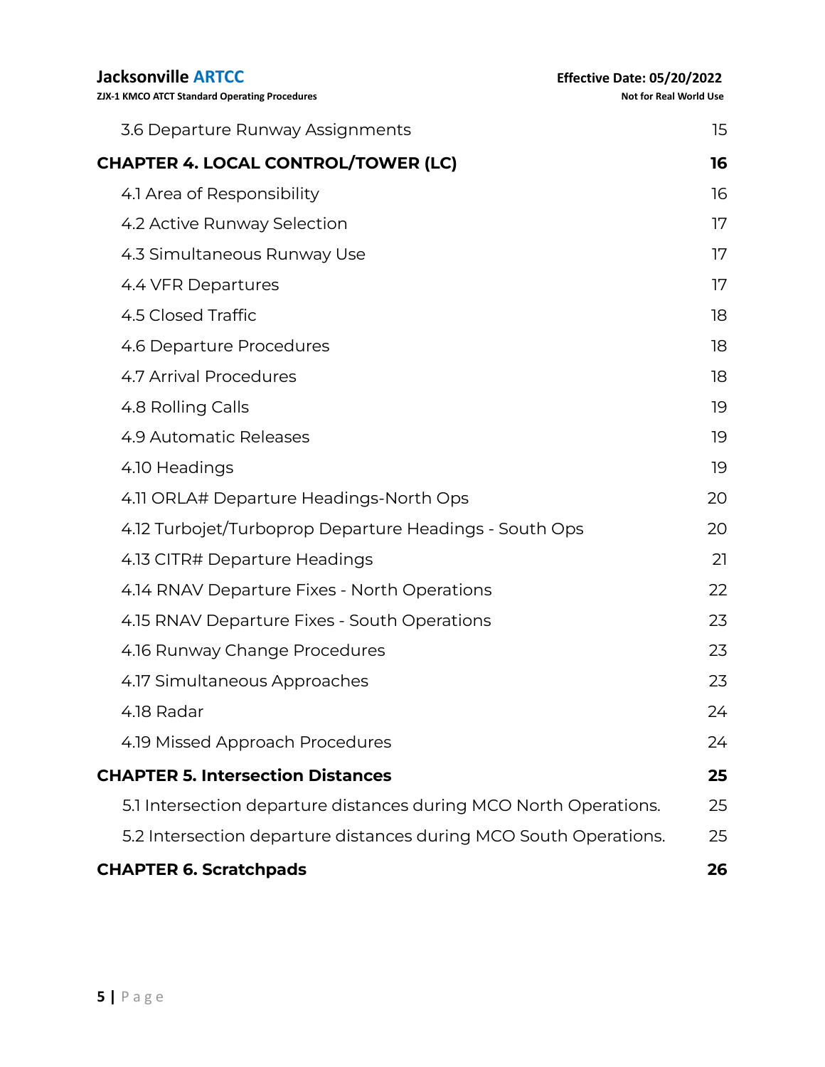| | |
|---|---|
| 3.6 Departure Runway Assignments | 15 |
| **CHAPTER 4. LOCAL CONTROL/TOWER (LC)** | **16** |
| 4.1 Area of Responsibility | 16 |
| 4.2 Active Runway Selection | 17 |
| 4.3 Simultaneous Runway Use | 17 |
| 4.4 VFR Departures | 17 |
| 4.5 Closed Traffic | 18 |
| 4.6 Departure Procedures | 18 |
| 4.7 Arrival Procedures | 18 |
| 4.8 Rolling Calls | 19 |
| 4.9 Automatic Releases | 19 |
| 4.10 Headings | 19 |
| 4.11 ORLA# Departure Headings-North Ops | 20 |
| 4.12 Turbojet/Turboprop Departure Headings - South Ops | 20 |
| 4.13 CITR# Departure Headings | 21 |
| 4.14 RNAV Departure Fixes - North Operations | 22 |
| 4.15 RNAV Departure Fixes - South Operations | 23 |
| 4.16 Runway Change Procedures | 23 |
| 4.17 Simultaneous Approaches | 23 |
| 4.18 Radar | 24 |
| 4.19 Missed Approach Procedures | 24 |
| **CHAPTER 5. Intersection Distances** | **25** |
| 5.1 Intersection departure distances during MCO North Operations. | 25 |
| 5.2 Intersection departure distances during MCO South Operations. | 25 |
| **CHAPTER 6. Scratchpads** | **26** |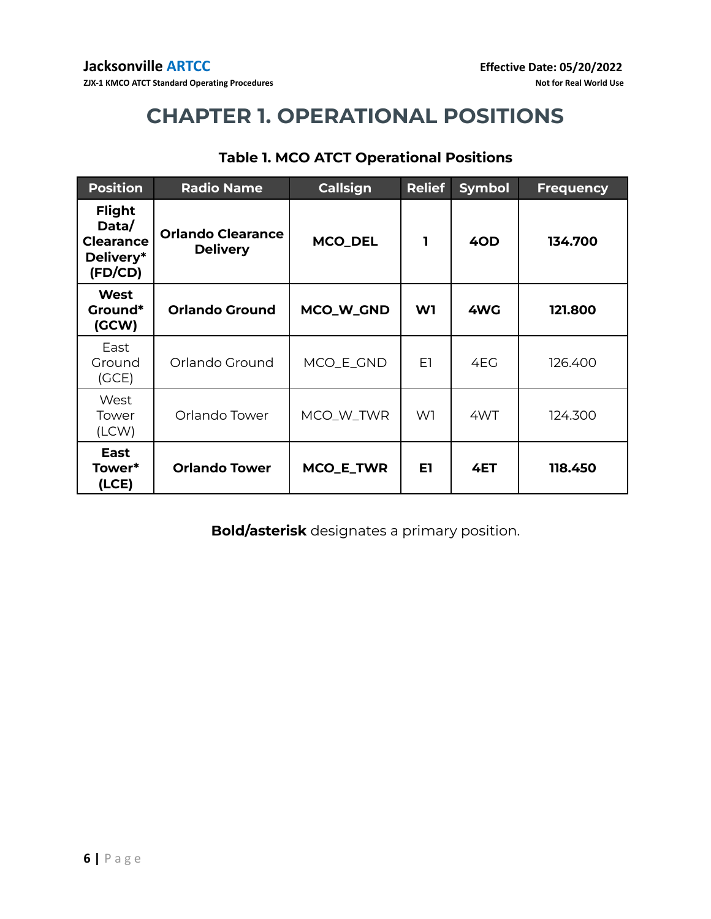# CHAPTER 1. OPERATIONAL POSITIONS

**Table 1. MCO ATCT Operational Positions**

| Position | Radio Name | Callsign | Relief | Symbol | Frequency |
|---|---|---|---|---|---|
| **Flight Data/ Clearance Delivery* (FD/CD)** | **Orlando Clearance Delivery** | **MCO_DEL** | **1** | **4OD** | **134.700** |
| **West Ground* (GCW)** | **Orlando Ground** | **MCO_W_GND** | **W1** | **4WG** | **121.800** |
| East Ground (GCE) | Orlando Ground | MCO_E_GND | E1 | 4EG | 126.400 |
| West Tower (LCW) | Orlando Tower | MCO_W_TWR | W1 | 4WT | 124.300 |
| **East Tower* (LCE)** | **Orlando Tower** | **MCO_E_TWR** | **E1** | **4ET** | **118.450** |

**Bold/asterisk** designates a primary position.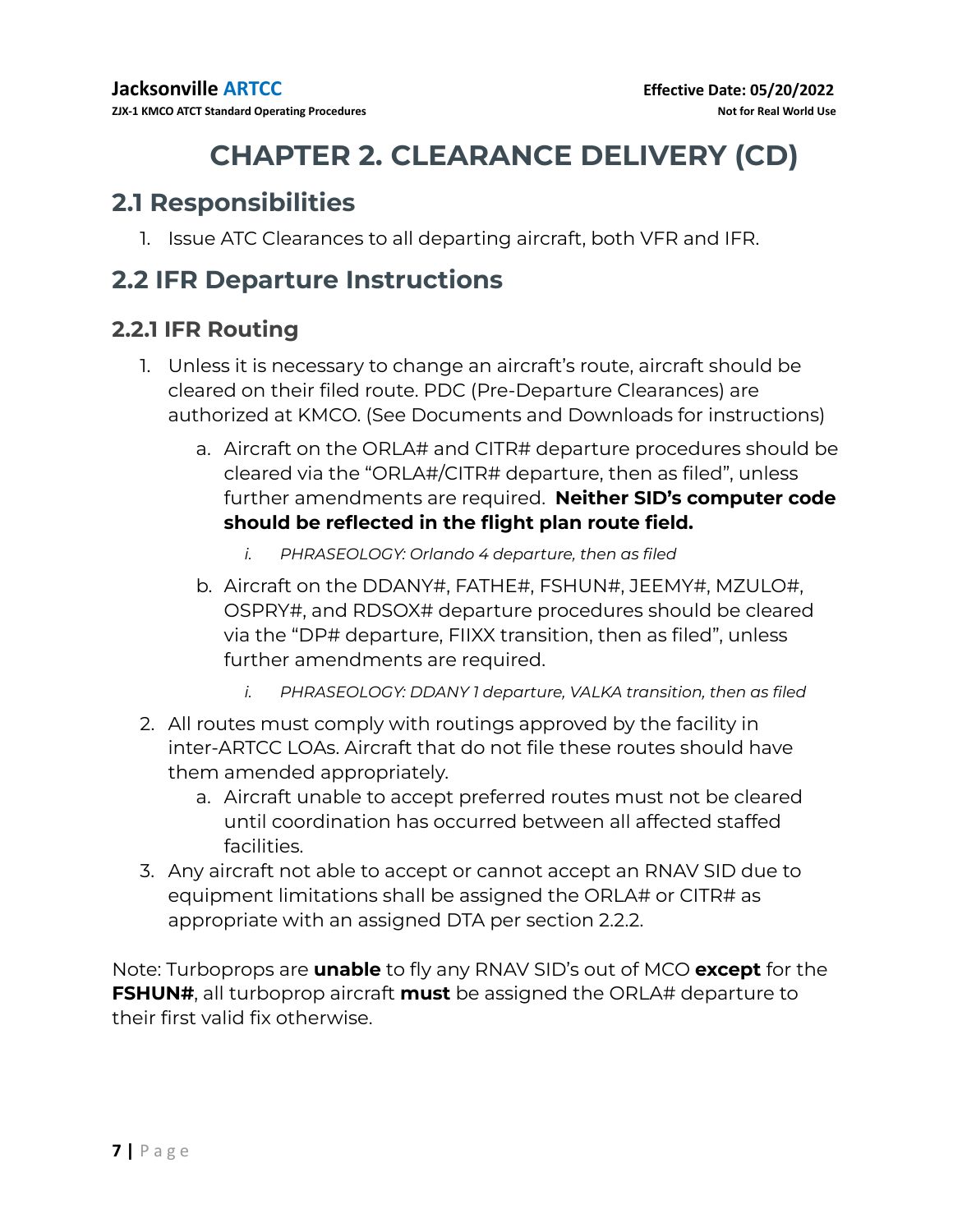# CHAPTER 2. CLEARANCE DELIVERY (CD)

## 2.1 Responsibilities

1. Issue ATC Clearances to all departing aircraft, both VFR and IFR.

## 2.2 IFR Departure Instructions

### 2.2.1 IFR Routing

1. Unless it is necessary to change an aircraft's route, aircraft should be cleared on their filed route. PDC (Pre-Departure Clearances) are authorized at KMCO. (See Documents and Downloads for instructions)
   a. Aircraft on the ORLA# and CITR# departure procedures should be cleared via the "ORLA#/CITR# departure, then as filed", unless further amendments are required. **Neither SID's computer code should be reflected in the flight plan route field.**
      i. *PHRASEOLOGY: Orlando 4 departure, then as filed*
   b. Aircraft on the DDANY#, FATHE#, FSHUN#, JEEMY#, MZULO#, OSPRY#, and RDSOX# departure procedures should be cleared via the "DP# departure, FIIXX transition, then as filed", unless further amendments are required.
      i. *PHRASEOLOGY: DDANY 1 departure, VALKA transition, then as filed*
2. All routes must comply with routings approved by the facility in inter-ARTCC LOAs. Aircraft that do not file these routes should have them amended appropriately.
   a. Aircraft unable to accept preferred routes must not be cleared until coordination has occurred between all affected staffed facilities.
3. Any aircraft not able to accept or cannot accept an RNAV SID due to equipment limitations shall be assigned the ORLA# or CITR# as appropriate with an assigned DTA per section 2.2.2.

Note: Turboprops are **unable** to fly any RNAV SID's out of MCO **except** for the **FSHUN#**, all turboprop aircraft **must** be assigned the ORLA# departure to their first valid fix otherwise.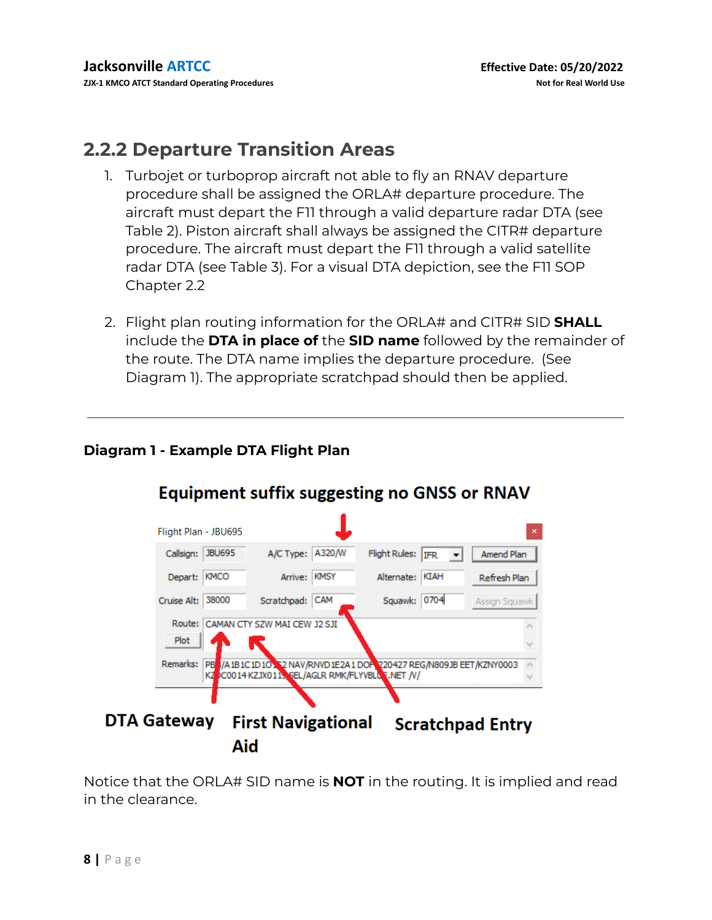## 2.2.2 Departure Transition Areas

1. Turbojet or turboprop aircraft not able to fly an RNAV departure procedure shall be assigned the ORLA# departure procedure. The aircraft must depart the F11 through a valid departure radar DTA (see Table 2). Piston aircraft shall always be assigned the CITR# departure procedure. The aircraft must depart the F11 through a valid satellite radar DTA (see Table 3). For a visual DTA depiction, see the F11 SOP Chapter 2.2

2. Flight plan routing information for the ORLA# and CITR# SID **SHALL** include the **DTA in place of** the **SID name** followed by the remainder of the route. The DTA name implies the departure procedure. (See Diagram 1). The appropriate scratchpad should then be applied.

---

### Diagram 1 - Example DTA Flight Plan

**Equipment suffix suggesting no GNSS or RNAV**

Flight Plan - JBU695

| | | | | | | |
|---|---|---|---|---|---|---|
| Callsign: | JBU695 | A/C Type: | A320/W | Flight Rules: | IFR | Amend Plan |
| Depart: | KMCO | Arrive: | KMSY | Alternate: | KIAH | Refresh Plan |
| Cruise Alt: | 38000 | Scratchpad: | CAM | Squawk: | 0704 | Assign Squawk |

Route: CAMAN CTY SZW MAI CEW J2 SJI

Remarks: PB /A1B1C1D1O 2 NAV/RNVD1E2A1 DO 220427 REG/N809JB EET/KZNY0003 KZ C0014 KZJX011 SEL/AGLR RMK/FLYVBL .NET /V/

**DTA Gateway** | **First Navigational Aid** | **Scratchpad Entry**

Notice that the ORLA# SID name is **NOT** in the routing. It is implied and read in the clearance.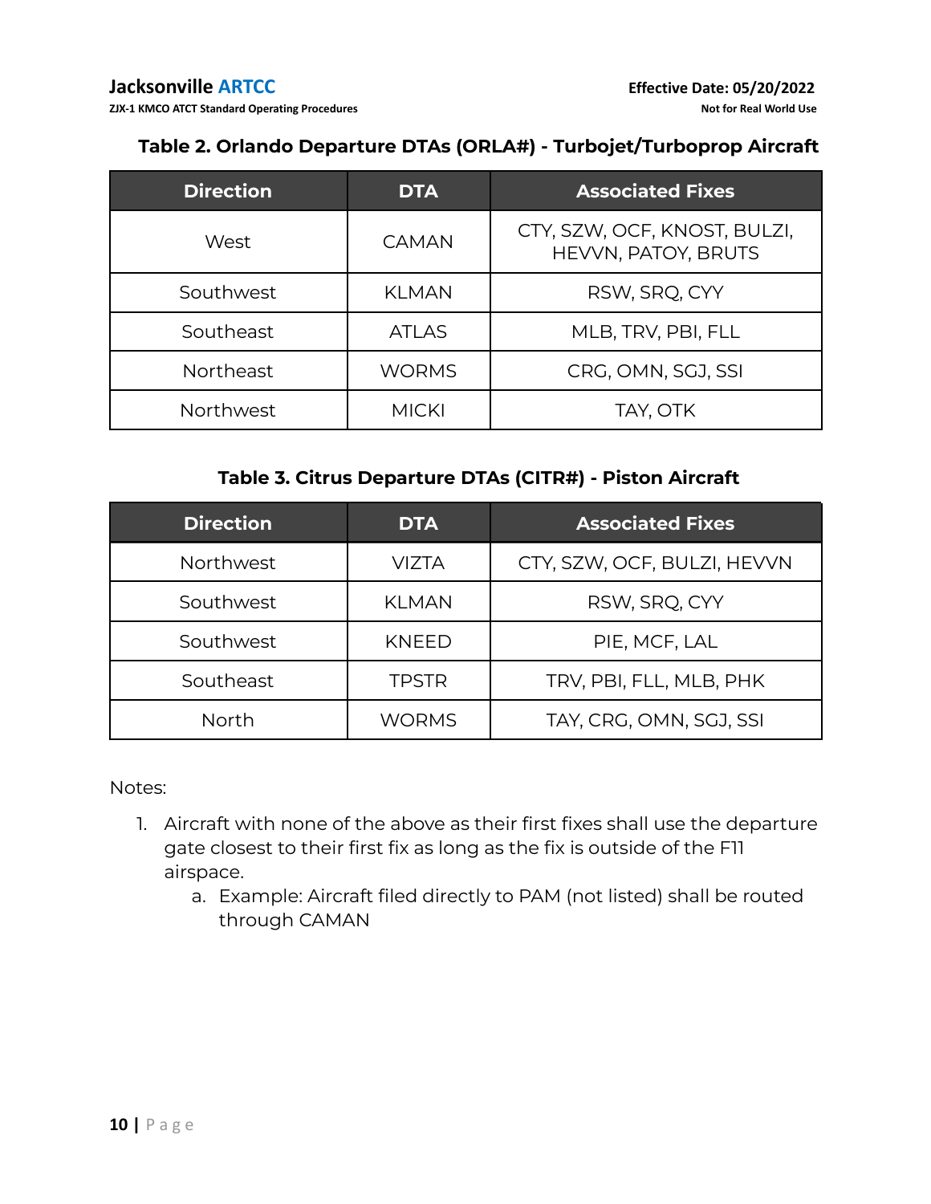**Table 2. Orlando Departure DTAs (ORLA#) - Turbojet/Turboprop Aircraft**

| Direction | DTA | Associated Fixes |
|---|---|---|
| West | CAMAN | CTY, SZW, OCF, KNOST, BULZI, HEVVN, PATOY, BRUTS |
| Southwest | KLMAN | RSW, SRQ, CYY |
| Southeast | ATLAS | MLB, TRV, PBI, FLL |
| Northeast | WORMS | CRG, OMN, SGJ, SSI |
| Northwest | MICKI | TAY, OTK |

**Table 3. Citrus Departure DTAs (CITR#) - Piston Aircraft**

| Direction | DTA | Associated Fixes |
|---|---|---|
| Northwest | VIZTA | CTY, SZW, OCF, BULZI, HEVVN |
| Southwest | KLMAN | RSW, SRQ, CYY |
| Southwest | KNEED | PIE, MCF, LAL |
| Southeast | TPSTR | TRV, PBI, FLL, MLB, PHK |
| North | WORMS | TAY, CRG, OMN, SGJ, SSI |

Notes:

1. Aircraft with none of the above as their first fixes shall use the departure gate closest to their first fix as long as the fix is outside of the F11 airspace.
   a. Example: Aircraft filed directly to PAM (not listed) shall be routed through CAMAN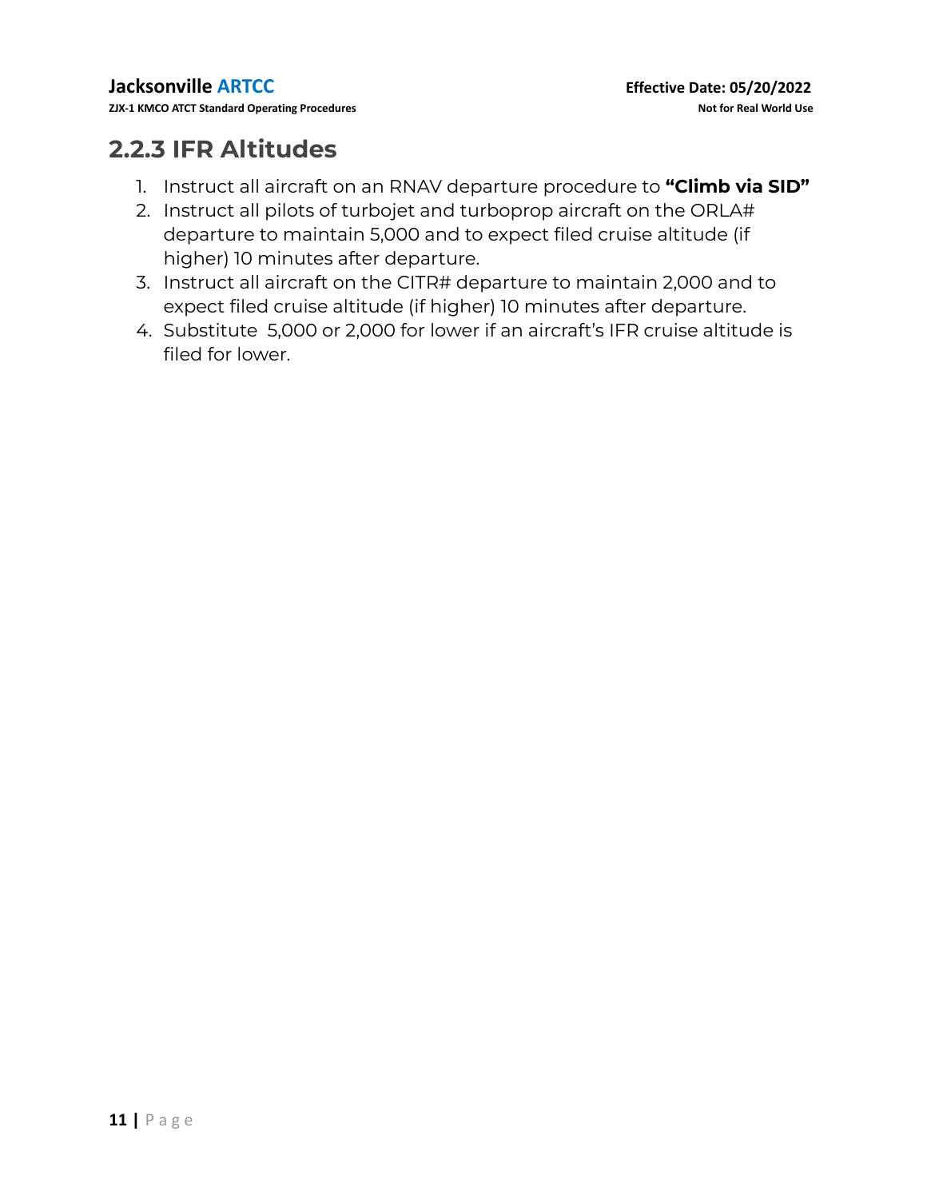## 2.2.3 IFR Altitudes

1. Instruct all aircraft on an RNAV departure procedure to **"Climb via SID"**
2. Instruct all pilots of turbojet and turboprop aircraft on the ORLA# departure to maintain 5,000 and to expect filed cruise altitude (if higher) 10 minutes after departure.
3. Instruct all aircraft on the CITR# departure to maintain 2,000 and to expect filed cruise altitude (if higher) 10 minutes after departure.
4. Substitute 5,000 or 2,000 for lower if an aircraft's IFR cruise altitude is filed for lower.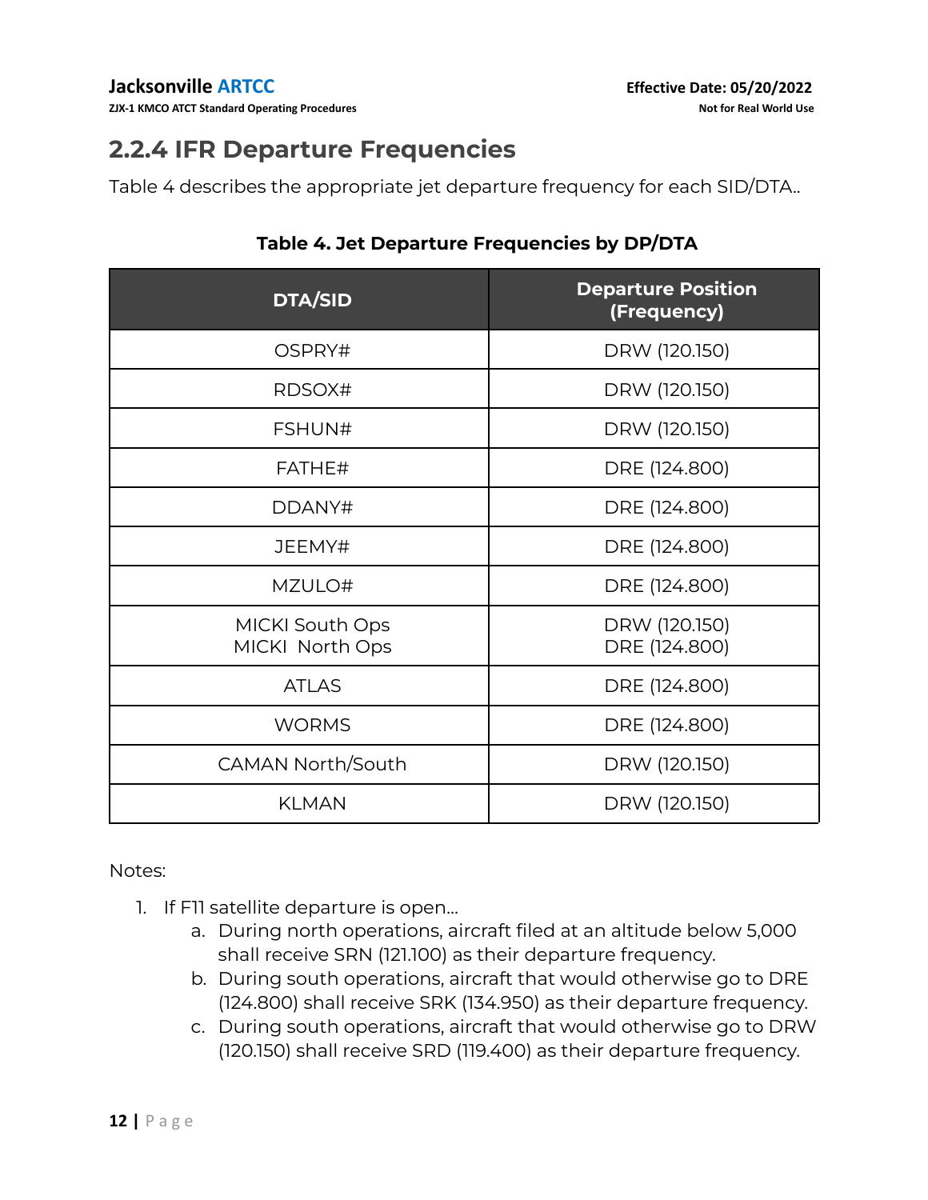## 2.2.4 IFR Departure Frequencies

Table 4 describes the appropriate jet departure frequency for each SID/DTA..

**Table 4. Jet Departure Frequencies by DP/DTA**

| DTA/SID | Departure Position (Frequency) |
|---|---|
| OSPRY# | DRW (120.150) |
| RDSOX# | DRW (120.150) |
| FSHUN# | DRW (120.150) |
| FATHE# | DRE (124.800) |
| DDANY# | DRE (124.800) |
| JEEMY# | DRE (124.800) |
| MZULO# | DRE (124.800) |
| MICKI South Ops<br>MICKI North Ops | DRW (120.150)<br>DRE (124.800) |
| ATLAS | DRE (124.800) |
| WORMS | DRE (124.800) |
| CAMAN North/South | DRW (120.150) |
| KLMAN | DRW (120.150) |

Notes:

1. If F11 satellite departure is open...
   a. During north operations, aircraft filed at an altitude below 5,000 shall receive SRN (121.100) as their departure frequency.
   b. During south operations, aircraft that would otherwise go to DRE (124.800) shall receive SRK (134.950) as their departure frequency.
   c. During south operations, aircraft that would otherwise go to DRW (120.150) shall receive SRD (119.400) as their departure frequency.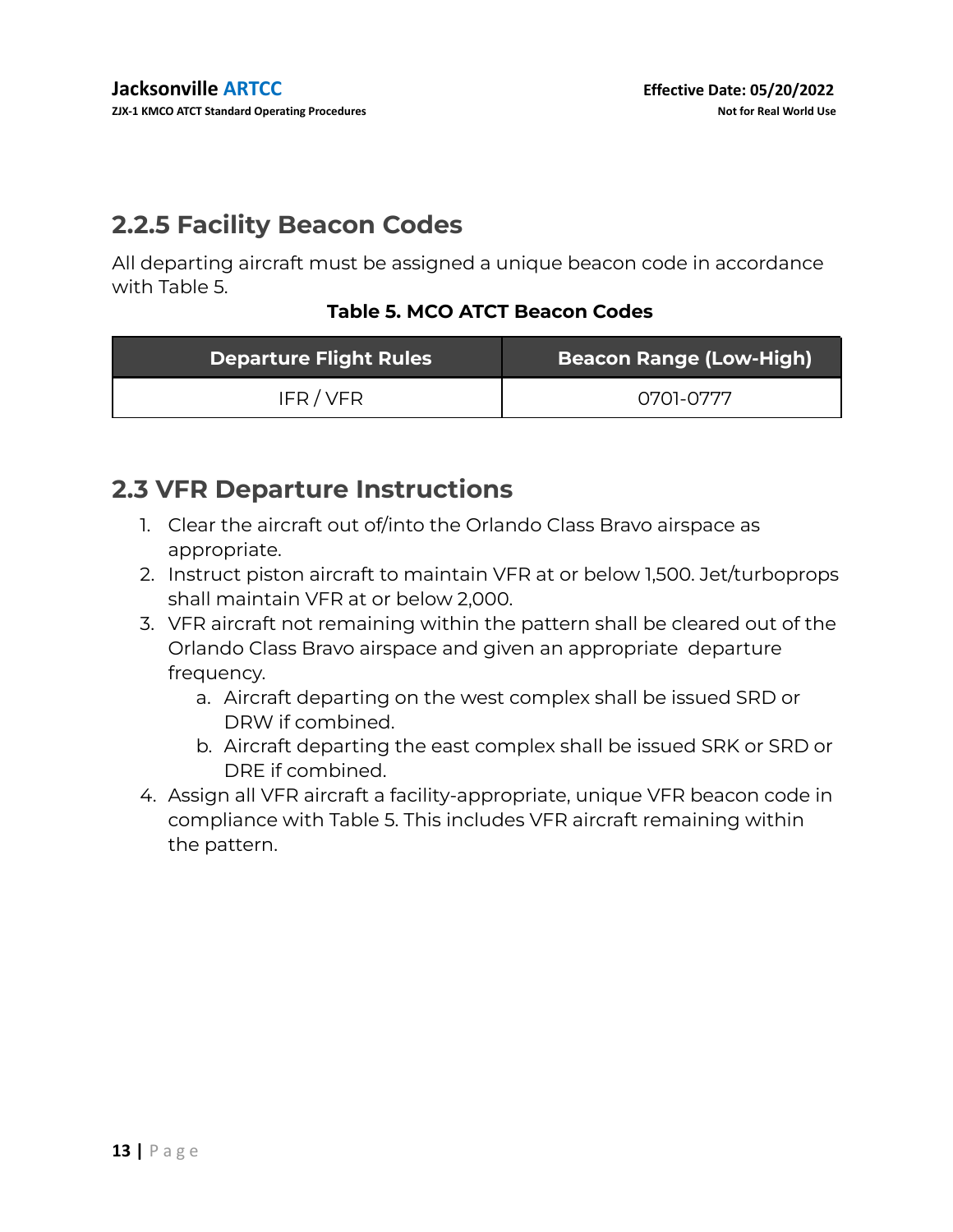## 2.2.5 Facility Beacon Codes

All departing aircraft must be assigned a unique beacon code in accordance with Table 5.

**Table 5. MCO ATCT Beacon Codes**

| Departure Flight Rules | Beacon Range (Low-High) |
| --- | --- |
| IFR / VFR | 0701-0777 |

## 2.3 VFR Departure Instructions

1. Clear the aircraft out of/into the Orlando Class Bravo airspace as appropriate.
2. Instruct piston aircraft to maintain VFR at or below 1,500. Jet/turboprops shall maintain VFR at or below 2,000.
3. VFR aircraft not remaining within the pattern shall be cleared out of the Orlando Class Bravo airspace and given an appropriate departure frequency.
    a. Aircraft departing on the west complex shall be issued SRD or DRW if combined.
    b. Aircraft departing the east complex shall be issued SRK or SRD or DRE if combined.
4. Assign all VFR aircraft a facility-appropriate, unique VFR beacon code in compliance with Table 5. This includes VFR aircraft remaining within the pattern.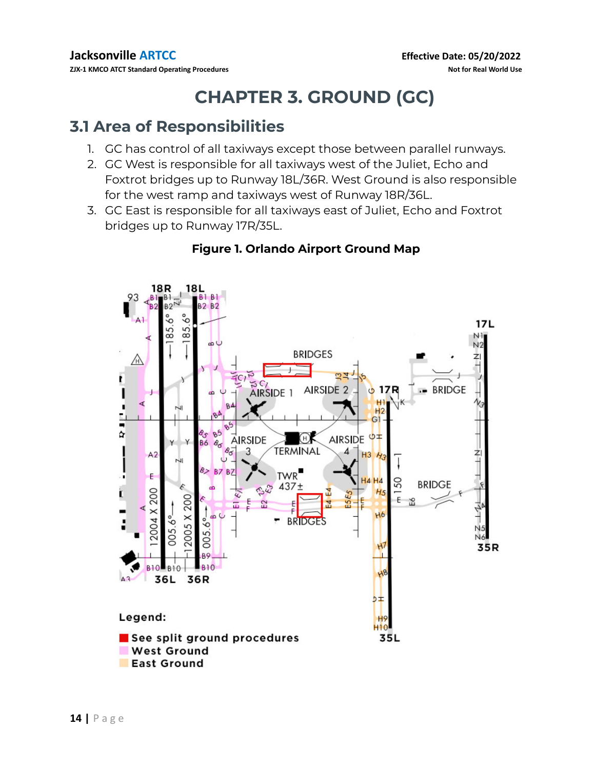# CHAPTER 3. GROUND (GC)

## 3.1 Area of Responsibilities

1. GC has control of all taxiways except those between parallel runways.
2. GC West is responsible for all taxiways west of the Juliet, Echo and Foxtrot bridges up to Runway 18L/36R. West Ground is also responsible for the west ramp and taxiways west of Runway 18R/36L.
3. GC East is responsible for all taxiways east of Juliet, Echo and Foxtrot bridges up to Runway 17R/35L.

**Figure 1. Orlando Airport Ground Map**

Legend:

- See split ground procedures
- West Ground
- East Ground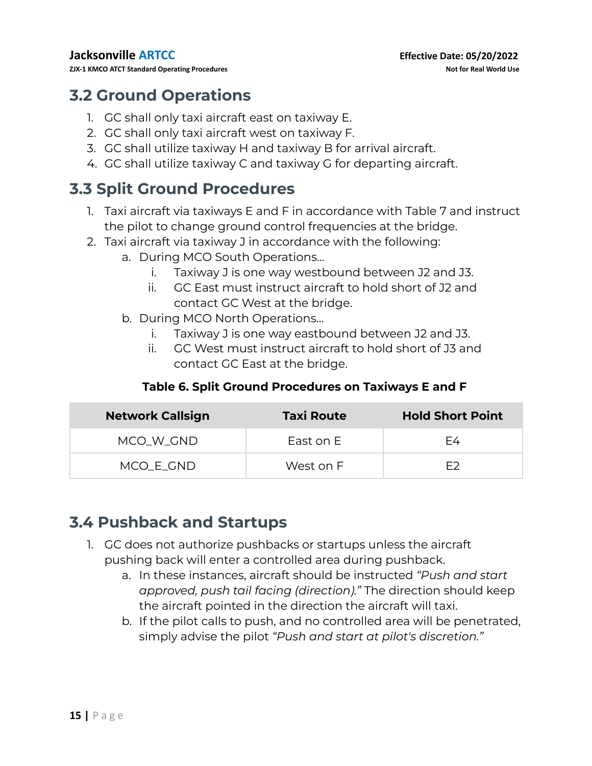## 3.2 Ground Operations

1. GC shall only taxi aircraft east on taxiway E.
2. GC shall only taxi aircraft west on taxiway F.
3. GC shall utilize taxiway H and taxiway B for arrival aircraft.
4. GC shall utilize taxiway C and taxiway G for departing aircraft.

## 3.3 Split Ground Procedures

1. Taxi aircraft via taxiways E and F in accordance with Table 7 and instruct the pilot to change ground control frequencies at the bridge.
2. Taxi aircraft via taxiway J in accordance with the following:
   a. During MCO South Operations…
      i. Taxiway J is one way westbound between J2 and J3.
      ii. GC East must instruct aircraft to hold short of J2 and contact GC West at the bridge.
   b. During MCO North Operations…
      i. Taxiway J is one way eastbound between J2 and J3.
      ii. GC West must instruct aircraft to hold short of J3 and contact GC East at the bridge.

**Table 6. Split Ground Procedures on Taxiways E and F**

| Network Callsign | Taxi Route | Hold Short Point |
|---|---|---|
| MCO_W_GND | East on E | E4 |
| MCO_E_GND | West on F | E2 |

## 3.4 Pushback and Startups

1. GC does not authorize pushbacks or startups unless the aircraft pushing back will enter a controlled area during pushback.
   a. In these instances, aircraft should be instructed *"Push and start approved, push tail facing (direction)."* The direction should keep the aircraft pointed in the direction the aircraft will taxi.
   b. If the pilot calls to push, and no controlled area will be penetrated, simply advise the pilot *"Push and start at pilot's discretion."*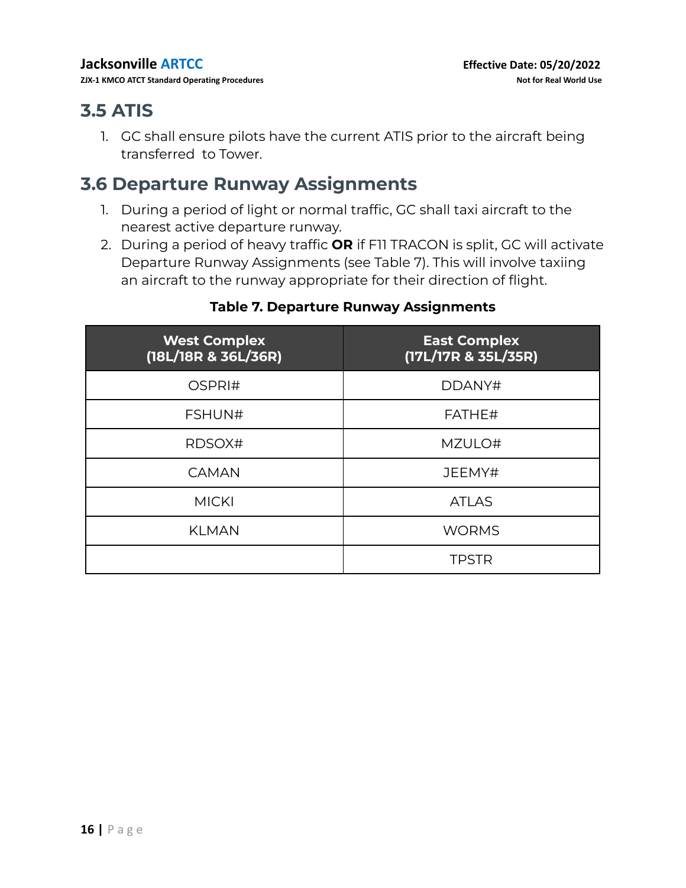## 3.5 ATIS

1. GC shall ensure pilots have the current ATIS prior to the aircraft being transferred to Tower.

## 3.6 Departure Runway Assignments

1. During a period of light or normal traffic, GC shall taxi aircraft to the nearest active departure runway.
2. During a period of heavy traffic **OR** if F11 TRACON is split, GC will activate Departure Runway Assignments (see Table 7). This will involve taxiing an aircraft to the runway appropriate for their direction of flight.

**Table 7. Departure Runway Assignments**

| West Complex (18L/18R & 36L/36R) | East Complex (17L/17R & 35L/35R) |
| --- | --- |
| OSPRI# | DDANY# |
| FSHUN# | FATHE# |
| RDSOX# | MZULO# |
| CAMAN | JEEMY# |
| MICKI | ATLAS |
| KLMAN | WORMS |
| | TPSTR |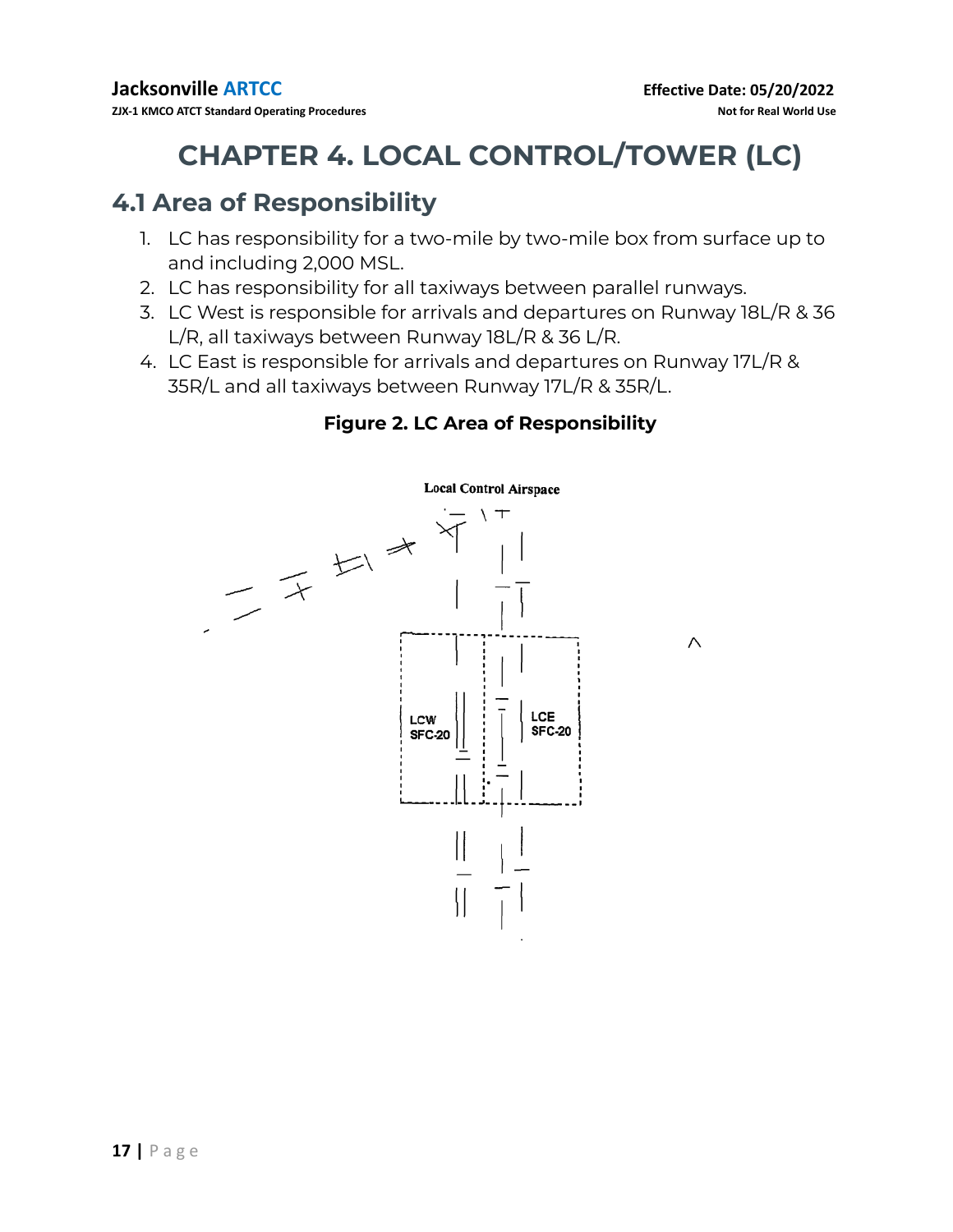# CHAPTER 4. LOCAL CONTROL/TOWER (LC)

## 4.1 Area of Responsibility

1. LC has responsibility for a two-mile by two-mile box from surface up to and including 2,000 MSL.
2. LC has responsibility for all taxiways between parallel runways.
3. LC West is responsible for arrivals and departures on Runway 18L/R & 36 L/R, all taxiways between Runway 18L/R & 36 L/R.
4. LC East is responsible for arrivals and departures on Runway 17L/R & 35R/L and all taxiways between Runway 17L/R & 35R/L.

**Figure 2. LC Area of Responsibility**

Local Control Airspace

LCW SFC-20

LCE SFC-20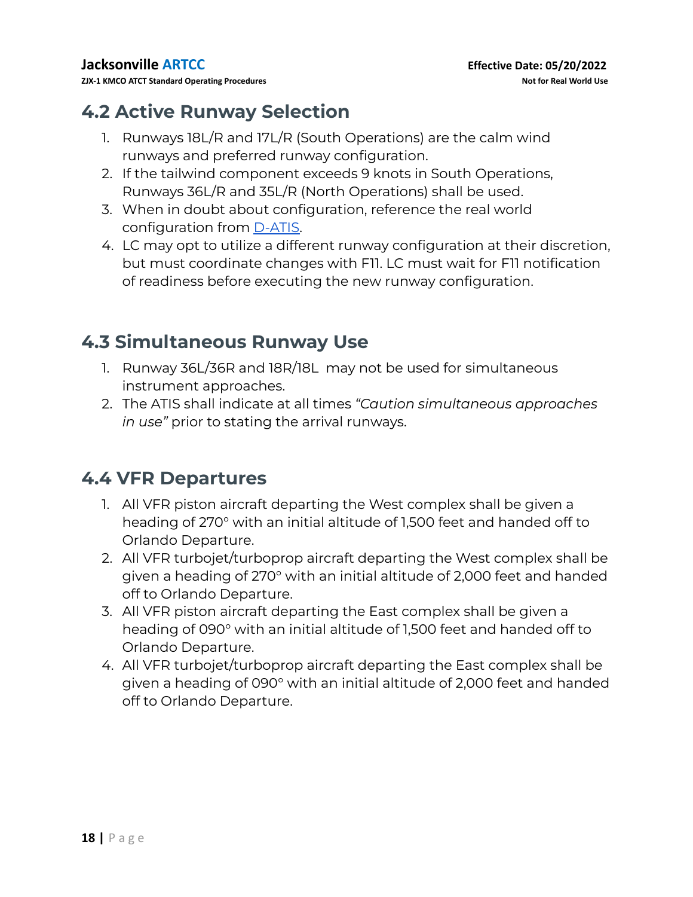## 4.2 Active Runway Selection

1. Runways 18L/R and 17L/R (South Operations) are the calm wind runways and preferred runway configuration.
2. If the tailwind component exceeds 9 knots in South Operations, Runways 36L/R and 35L/R (North Operations) shall be used.
3. When in doubt about configuration, reference the real world configuration from D-ATIS.
4. LC may opt to utilize a different runway configuration at their discretion, but must coordinate changes with F11. LC must wait for F11 notification of readiness before executing the new runway configuration.

## 4.3 Simultaneous Runway Use

1. Runway 36L/36R and 18R/18L  may not be used for simultaneous instrument approaches.
2. The ATIS shall indicate at all times *"Caution simultaneous approaches in use"* prior to stating the arrival runways.

## 4.4 VFR Departures

1. All VFR piston aircraft departing the West complex shall be given a heading of 270° with an initial altitude of 1,500 feet and handed off to Orlando Departure.
2. All VFR turbojet/turboprop aircraft departing the West complex shall be given a heading of 270° with an initial altitude of 2,000 feet and handed off to Orlando Departure.
3. All VFR piston aircraft departing the East complex shall be given a heading of 090° with an initial altitude of 1,500 feet and handed off to Orlando Departure.
4. All VFR turbojet/turboprop aircraft departing the East complex shall be given a heading of 090° with an initial altitude of 2,000 feet and handed off to Orlando Departure.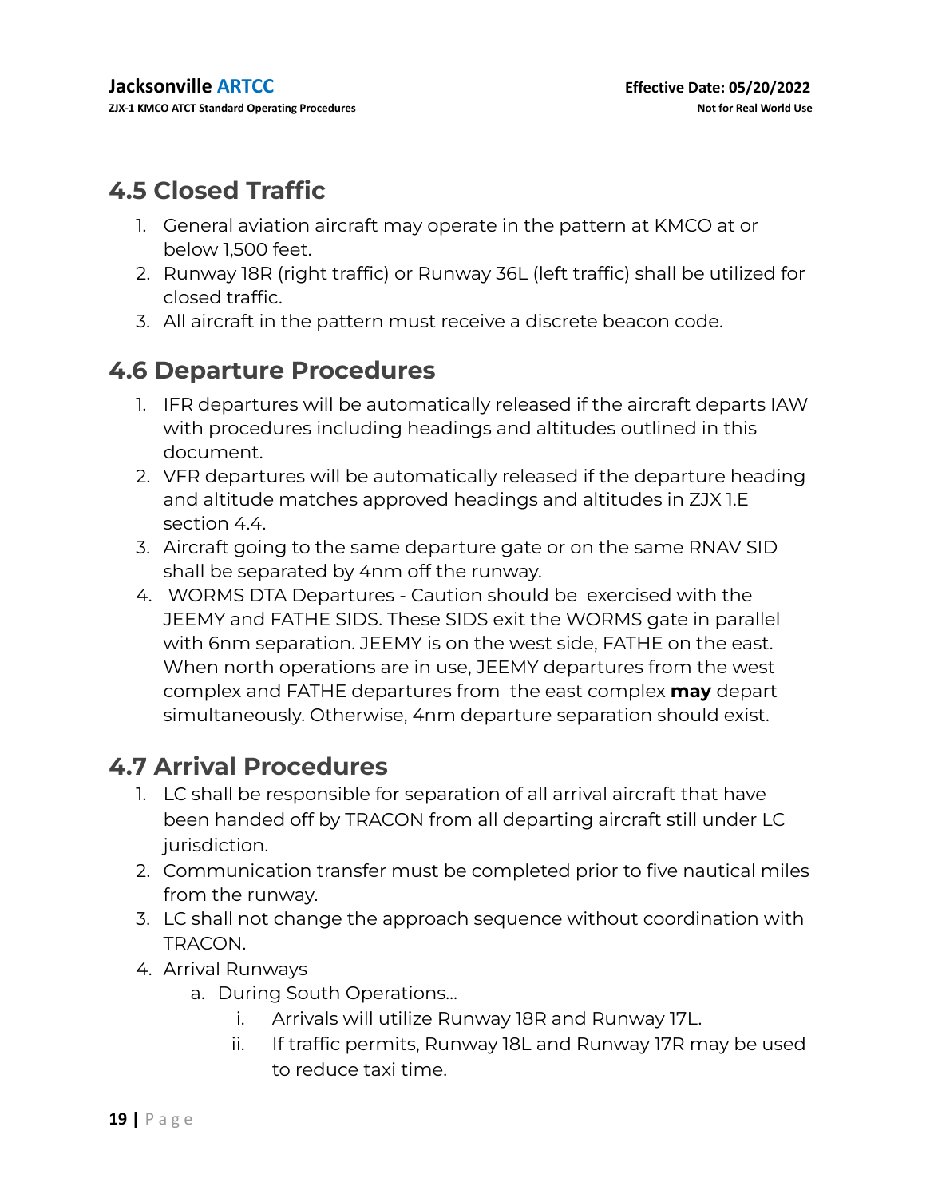## 4.5 Closed Traffic

1. General aviation aircraft may operate in the pattern at KMCO at or below 1,500 feet.
2. Runway 18R (right traffic) or Runway 36L (left traffic) shall be utilized for closed traffic.
3. All aircraft in the pattern must receive a discrete beacon code.

## 4.6 Departure Procedures

1. IFR departures will be automatically released if the aircraft departs IAW with procedures including headings and altitudes outlined in this document.
2. VFR departures will be automatically released if the departure heading and altitude matches approved headings and altitudes in ZJX 1.E section 4.4.
3. Aircraft going to the same departure gate or on the same RNAV SID shall be separated by 4nm off the runway.
4. WORMS DTA Departures - Caution should be exercised with the JEEMY and FATHE SIDS. These SIDS exit the WORMS gate in parallel with 6nm separation. JEEMY is on the west side, FATHE on the east. When north operations are in use, JEEMY departures from the west complex and FATHE departures from the east complex **may** depart simultaneously. Otherwise, 4nm departure separation should exist.

## 4.7 Arrival Procedures

1. LC shall be responsible for separation of all arrival aircraft that have been handed off by TRACON from all departing aircraft still under LC jurisdiction.
2. Communication transfer must be completed prior to five nautical miles from the runway.
3. LC shall not change the approach sequence without coordination with TRACON.
4. Arrival Runways
   a. During South Operations…
      i. Arrivals will utilize Runway 18R and Runway 17L.
      ii. If traffic permits, Runway 18L and Runway 17R may be used to reduce taxi time.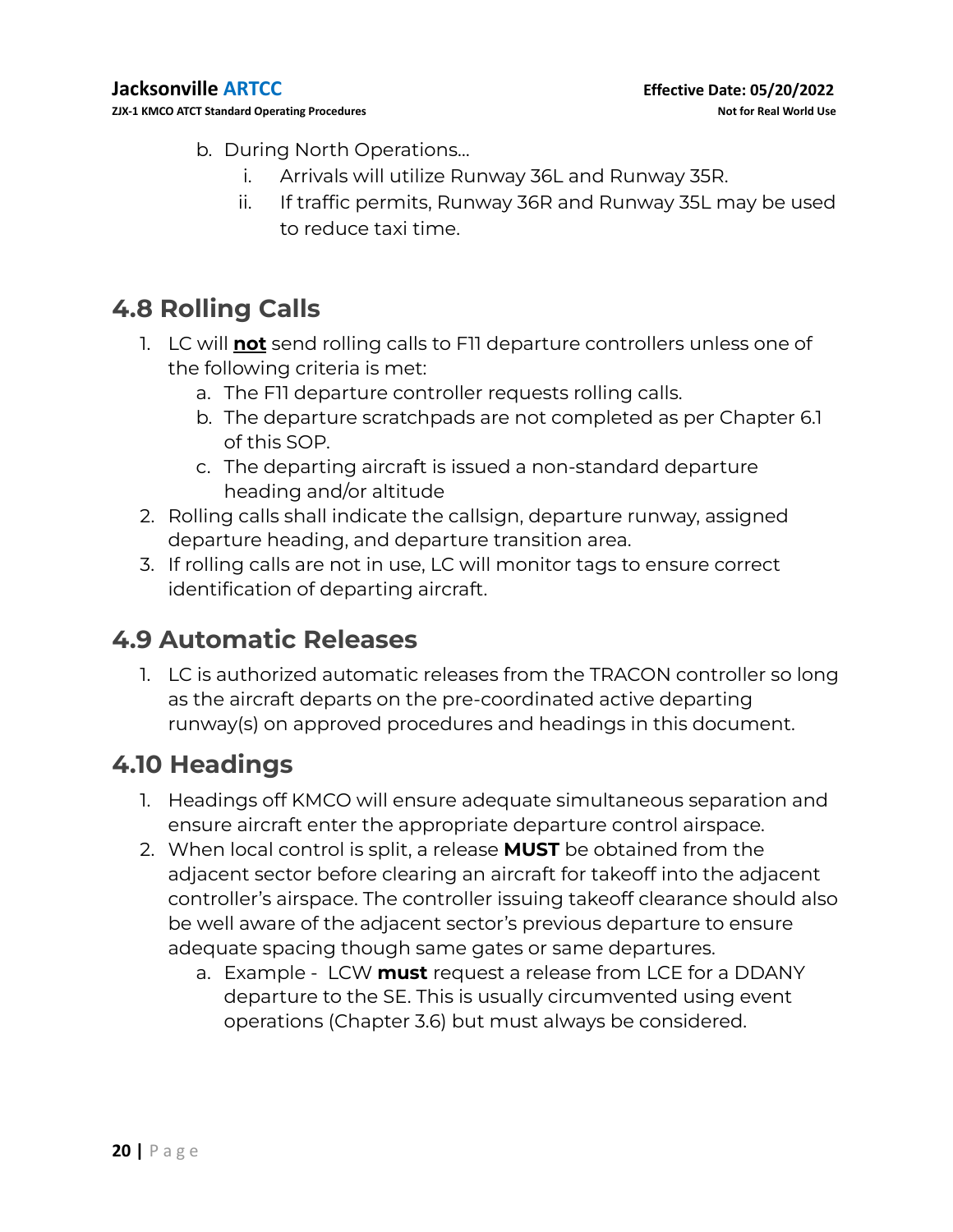b. During North Operations...
    i. Arrivals will utilize Runway 36L and Runway 35R.
    ii. If traffic permits, Runway 36R and Runway 35L may be used to reduce taxi time.

## 4.8 Rolling Calls

1. LC will **not** send rolling calls to F11 departure controllers unless one of the following criteria is met:
    a. The F11 departure controller requests rolling calls.
    b. The departure scratchpads are not completed as per Chapter 6.1 of this SOP.
    c. The departing aircraft is issued a non-standard departure heading and/or altitude
2. Rolling calls shall indicate the callsign, departure runway, assigned departure heading, and departure transition area.
3. If rolling calls are not in use, LC will monitor tags to ensure correct identification of departing aircraft.

## 4.9 Automatic Releases

1. LC is authorized automatic releases from the TRACON controller so long as the aircraft departs on the pre-coordinated active departing runway(s) on approved procedures and headings in this document.

## 4.10 Headings

1. Headings off KMCO will ensure adequate simultaneous separation and ensure aircraft enter the appropriate departure control airspace.
2. When local control is split, a release **MUST** be obtained from the adjacent sector before clearing an aircraft for takeoff into the adjacent controller's airspace. The controller issuing takeoff clearance should also be well aware of the adjacent sector's previous departure to ensure adequate spacing though same gates or same departures.
    a. Example - LCW **must** request a release from LCE for a DDANY departure to the SE. This is usually circumvented using event operations (Chapter 3.6) but must always be considered.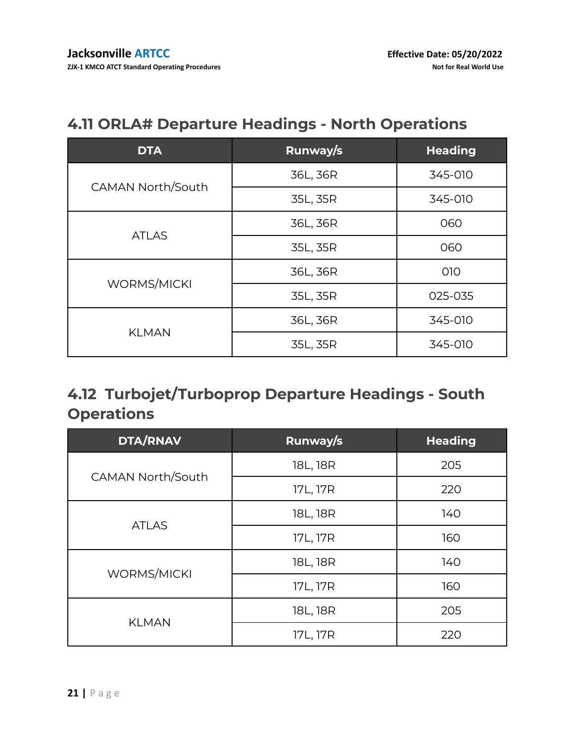## 4.11 ORLA# Departure Headings - North Operations

| DTA | Runway/s | Heading |
|---|---|---|
| CAMAN North/South | 36L, 36R | 345-010 |
| | 35L, 35R | 345-010 |
| ATLAS | 36L, 36R | 060 |
| | 35L, 35R | 060 |
| WORMS/MICKI | 36L, 36R | 010 |
| | 35L, 35R | 025-035 |
| KLMAN | 36L, 36R | 345-010 |
| | 35L, 35R | 345-010 |

## 4.12 Turbojet/Turboprop Departure Headings - South Operations

| DTA/RNAV | Runway/s | Heading |
|---|---|---|
| CAMAN North/South | 18L, 18R | 205 |
| | 17L, 17R | 220 |
| ATLAS | 18L, 18R | 140 |
| | 17L, 17R | 160 |
| WORMS/MICKI | 18L, 18R | 140 |
| | 17L, 17R | 160 |
| KLMAN | 18L, 18R | 205 |
| | 17L, 17R | 220 |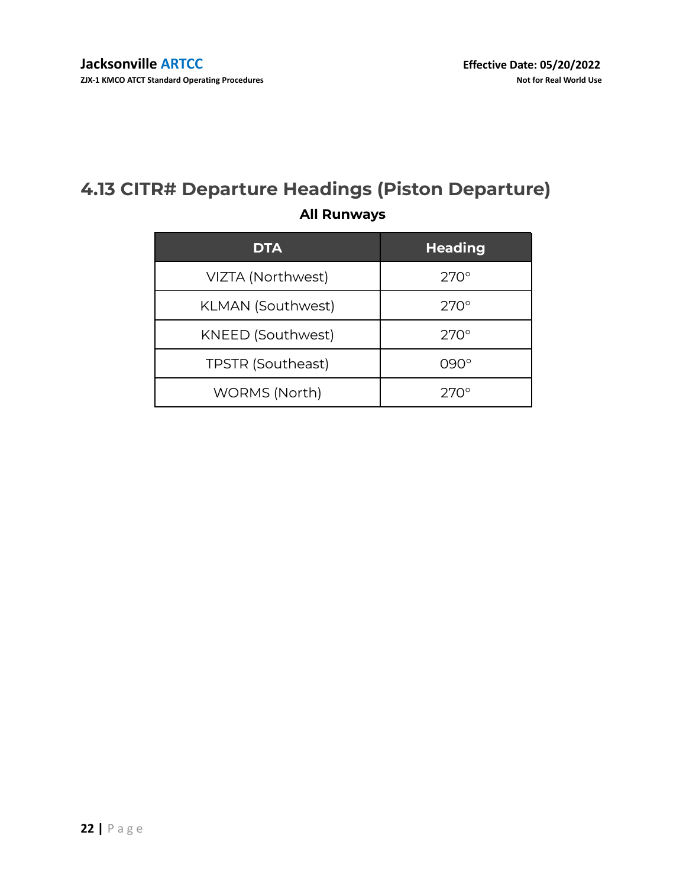## 4.13 CITR# Departure Headings (Piston Departure)

**All Runways**

| DTA | Heading |
| --- | --- |
| VIZTA (Northwest) | 270° |
| KLMAN (Southwest) | 270° |
| KNEED (Southwest) | 270° |
| TPSTR (Southeast) | 090° |
| WORMS (North) | 270° |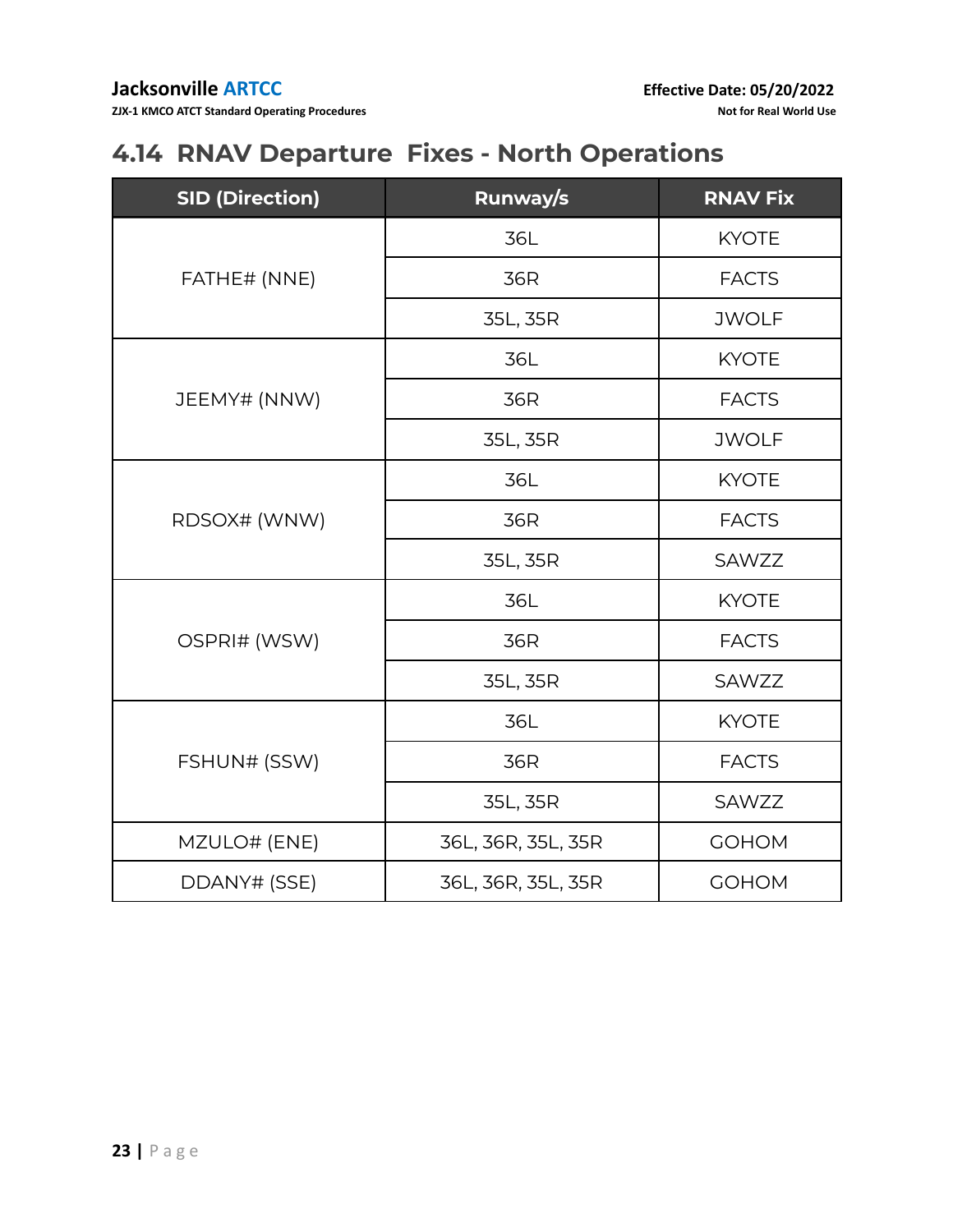## 4.14 RNAV Departure Fixes - North Operations

| SID (Direction) | Runway/s | RNAV Fix |
|---|---|---|
| FATHE# (NNE) | 36L | KYOTE |
| | 36R | FACTS |
| | 35L, 35R | JWOLF |
| JEEMY# (NNW) | 36L | KYOTE |
| | 36R | FACTS |
| | 35L, 35R | JWOLF |
| RDSOX# (WNW) | 36L | KYOTE |
| | 36R | FACTS |
| | 35L, 35R | SAWZZ |
| OSPRI# (WSW) | 36L | KYOTE |
| | 36R | FACTS |
| | 35L, 35R | SAWZZ |
| FSHUN# (SSW) | 36L | KYOTE |
| | 36R | FACTS |
| | 35L, 35R | SAWZZ |
| MZULO# (ENE) | 36L, 36R, 35L, 35R | GOHOM |
| DDANY# (SSE) | 36L, 36R, 35L, 35R | GOHOM |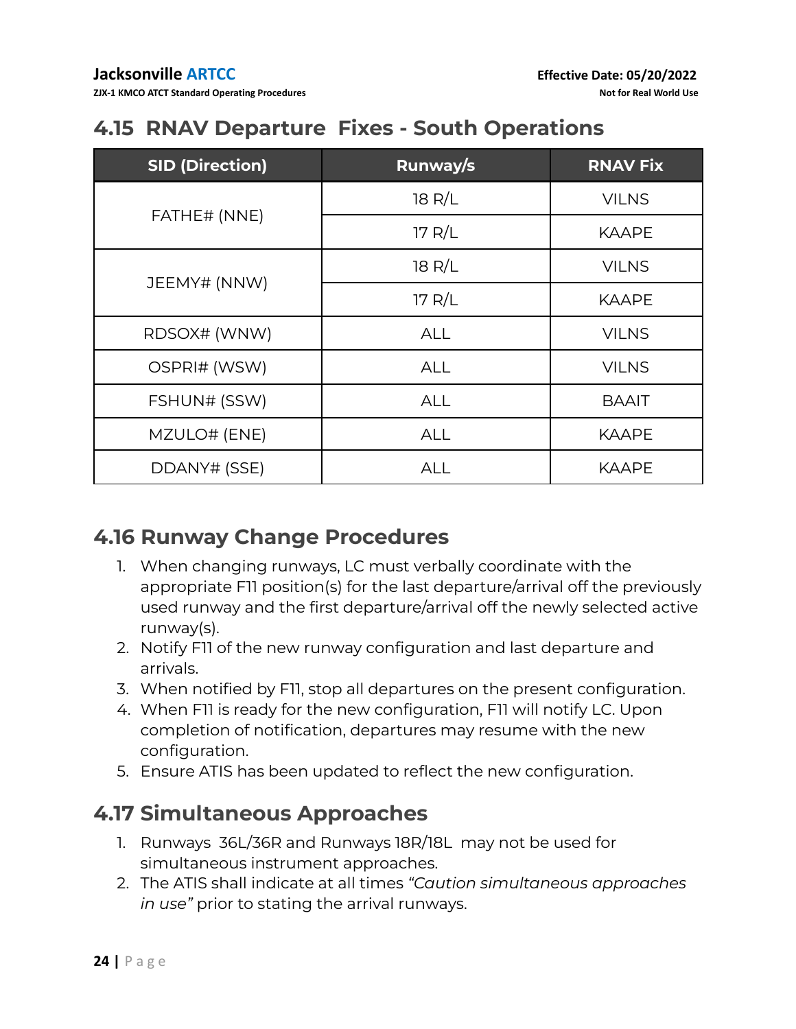## 4.15 RNAV Departure Fixes - South Operations

| SID (Direction) | Runway/s | RNAV Fix |
|---|---|---|
| FATHE# (NNE) | 18 R/L | VILNS |
| | 17 R/L | KAAPE |
| JEEMY# (NNW) | 18 R/L | VILNS |
| | 17 R/L | KAAPE |
| RDSOX# (WNW) | ALL | VILNS |
| OSPRI# (WSW) | ALL | VILNS |
| FSHUN# (SSW) | ALL | BAAIT |
| MZULO# (ENE) | ALL | KAAPE |
| DDANY# (SSE) | ALL | KAAPE |

## 4.16 Runway Change Procedures

1. When changing runways, LC must verbally coordinate with the appropriate F11 position(s) for the last departure/arrival off the previously used runway and the first departure/arrival off the newly selected active runway(s).
2. Notify F11 of the new runway configuration and last departure and arrivals.
3. When notified by F11, stop all departures on the present configuration.
4. When F11 is ready for the new configuration, F11 will notify LC. Upon completion of notification, departures may resume with the new configuration.
5. Ensure ATIS has been updated to reflect the new configuration.

## 4.17 Simultaneous Approaches

1. Runways 36L/36R and Runways 18R/18L may not be used for simultaneous instrument approaches.
2. The ATIS shall indicate at all times *"Caution simultaneous approaches in use"* prior to stating the arrival runways.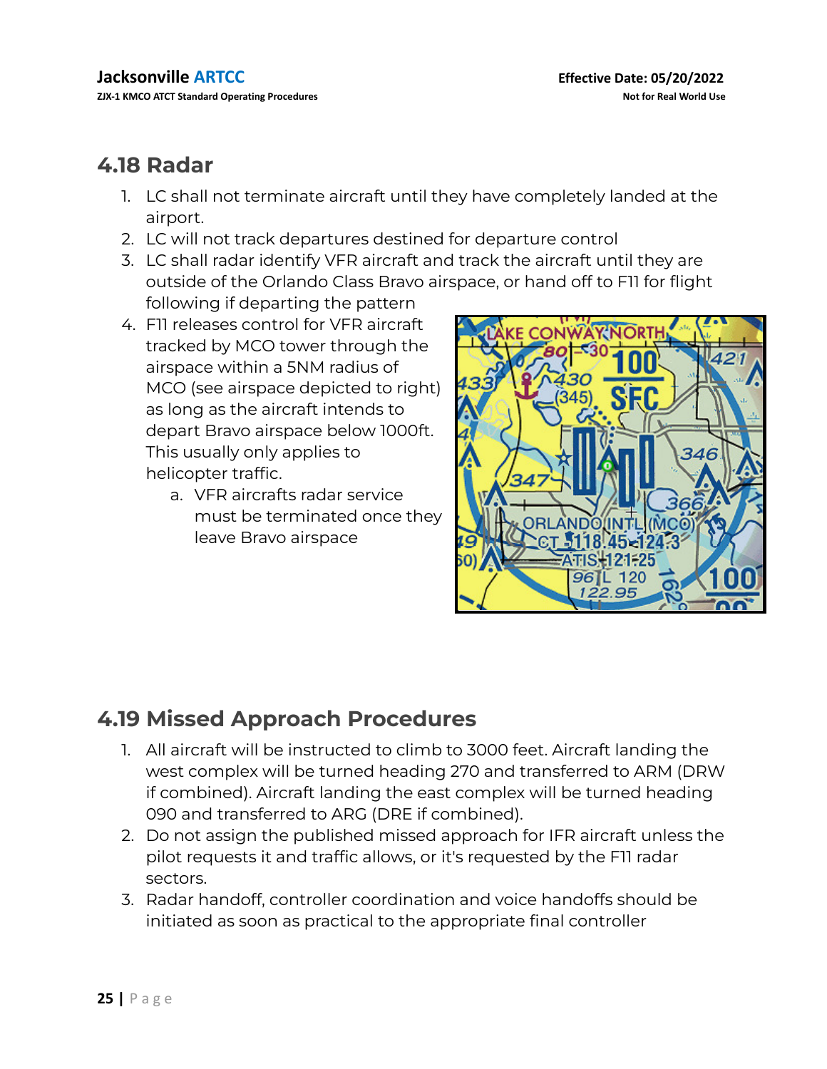## 4.18 Radar

1. LC shall not terminate aircraft until they have completely landed at the airport.
2. LC will not track departures destined for departure control
3. LC shall radar identify VFR aircraft and track the aircraft until they are outside of the Orlando Class Bravo airspace, or hand off to F11 for flight following if departing the pattern
4. F11 releases control for VFR aircraft tracked by MCO tower through the airspace within a 5NM radius of MCO (see airspace depicted to right) as long as the aircraft intends to depart Bravo airspace below 1000ft. This usually only applies to helicopter traffic.
   a. VFR aircrafts radar service must be terminated once they leave Bravo airspace

## 4.19 Missed Approach Procedures

1. All aircraft will be instructed to climb to 3000 feet. Aircraft landing the west complex will be turned heading 270 and transferred to ARM (DRW if combined). Aircraft landing the east complex will be turned heading 090 and transferred to ARG (DRE if combined).
2. Do not assign the published missed approach for IFR aircraft unless the pilot requests it and traffic allows, or it's requested by the F11 radar sectors.
3. Radar handoff, controller coordination and voice handoffs should be initiated as soon as practical to the appropriate final controller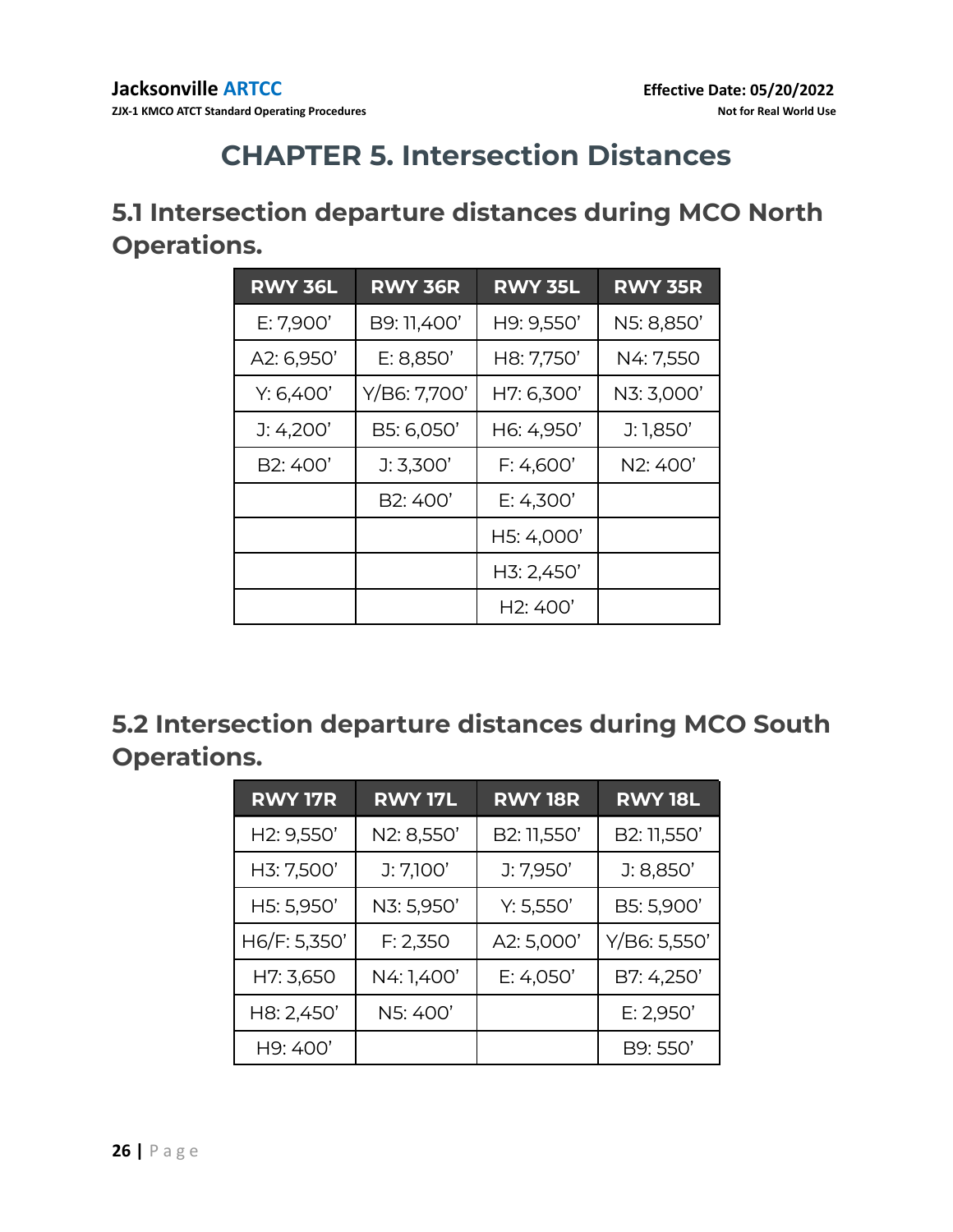# CHAPTER 5. Intersection Distances

## 5.1 Intersection departure distances during MCO North Operations.

| RWY 36L | RWY 36R | RWY 35L | RWY 35R |
|---|---|---|---|
| E: 7,900' | B9: 11,400' | H9: 9,550' | N5: 8,850' |
| A2: 6,950' | E: 8,850' | H8: 7,750' | N4: 7,550 |
| Y: 6,400' | Y/B6: 7,700' | H7: 6,300' | N3: 3,000' |
| J: 4,200' | B5: 6,050' | H6: 4,950' | J: 1,850' |
| B2: 400' | J: 3,300' | F: 4,600' | N2: 400' |
| | B2: 400' | E: 4,300' | |
| | | H5: 4,000' | |
| | | H3: 2,450' | |
| | | H2: 400' | |

## 5.2 Intersection departure distances during MCO South Operations.

| RWY 17R | RWY 17L | RWY 18R | RWY 18L |
|---|---|---|---|
| H2: 9,550' | N2: 8,550' | B2: 11,550' | B2: 11,550' |
| H3: 7,500' | J: 7,100' | J: 7,950' | J: 8,850' |
| H5: 5,950' | N3: 5,950' | Y: 5,550' | B5: 5,900' |
| H6/F: 5,350' | F: 2,350 | A2: 5,000' | Y/B6: 5,550' |
| H7: 3,650 | N4: 1,400' | E: 4,050' | B7: 4,250' |
| H8: 2,450' | N5: 400' | | E: 2,950' |
| H9: 400' | | | B9: 550' |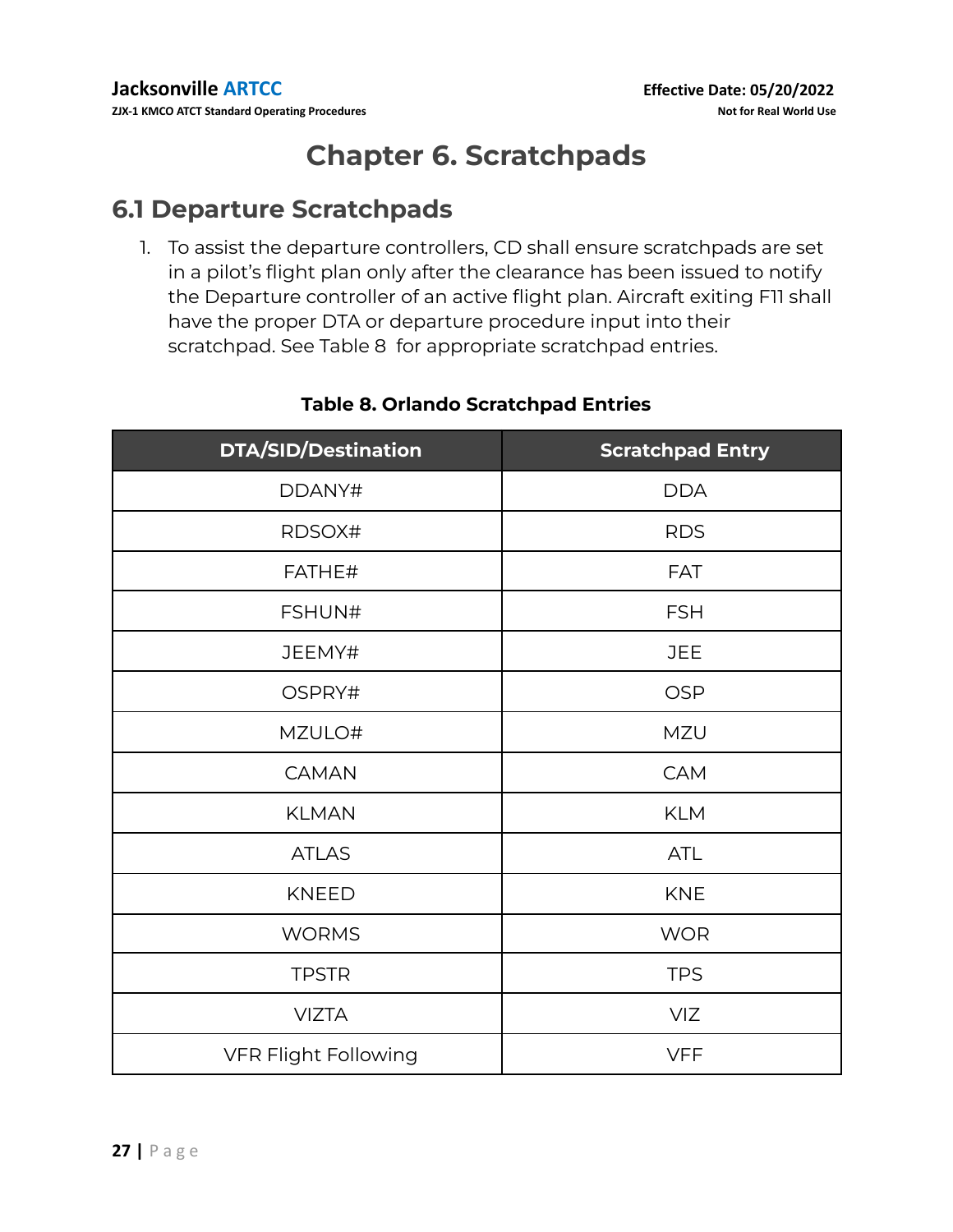# Chapter 6. Scratchpads

## 6.1 Departure Scratchpads

1. To assist the departure controllers, CD shall ensure scratchpads are set in a pilot's flight plan only after the clearance has been issued to notify the Departure controller of an active flight plan. Aircraft exiting F11 shall have the proper DTA or departure procedure input into their scratchpad. See Table 8 for appropriate scratchpad entries.

**Table 8. Orlando Scratchpad Entries**

| DTA/SID/Destination | Scratchpad Entry |
|---|---|
| DDANY# | DDA |
| RDSOX# | RDS |
| FATHE# | FAT |
| FSHUN# | FSH |
| JEEMY# | JEE |
| OSPRY# | OSP |
| MZULO# | MZU |
| CAMAN | CAM |
| KLMAN | KLM |
| ATLAS | ATL |
| KNEED | KNE |
| WORMS | WOR |
| TPSTR | TPS |
| VIZTA | VIZ |
| VFR Flight Following | VFF |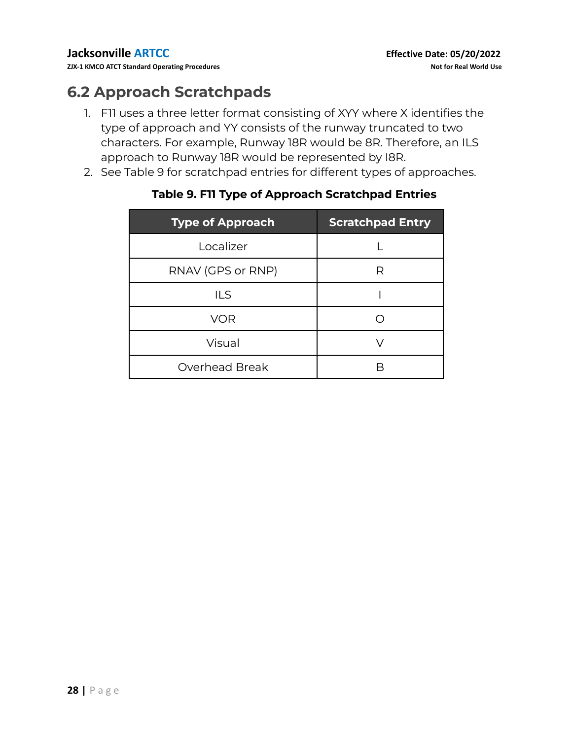## 6.2 Approach Scratchpads

1. F11 uses a three letter format consisting of XYY where X identifies the type of approach and YY consists of the runway truncated to two characters. For example, Runway 18R would be 8R. Therefore, an ILS approach to Runway 18R would be represented by I8R.
2. See Table 9 for scratchpad entries for different types of approaches.

**Table 9. F11 Type of Approach Scratchpad Entries**

| Type of Approach | Scratchpad Entry |
|---|---|
| Localizer | L |
| RNAV (GPS or RNP) | R |
| ILS | I |
| VOR | O |
| Visual | V |
| Overhead Break | B |